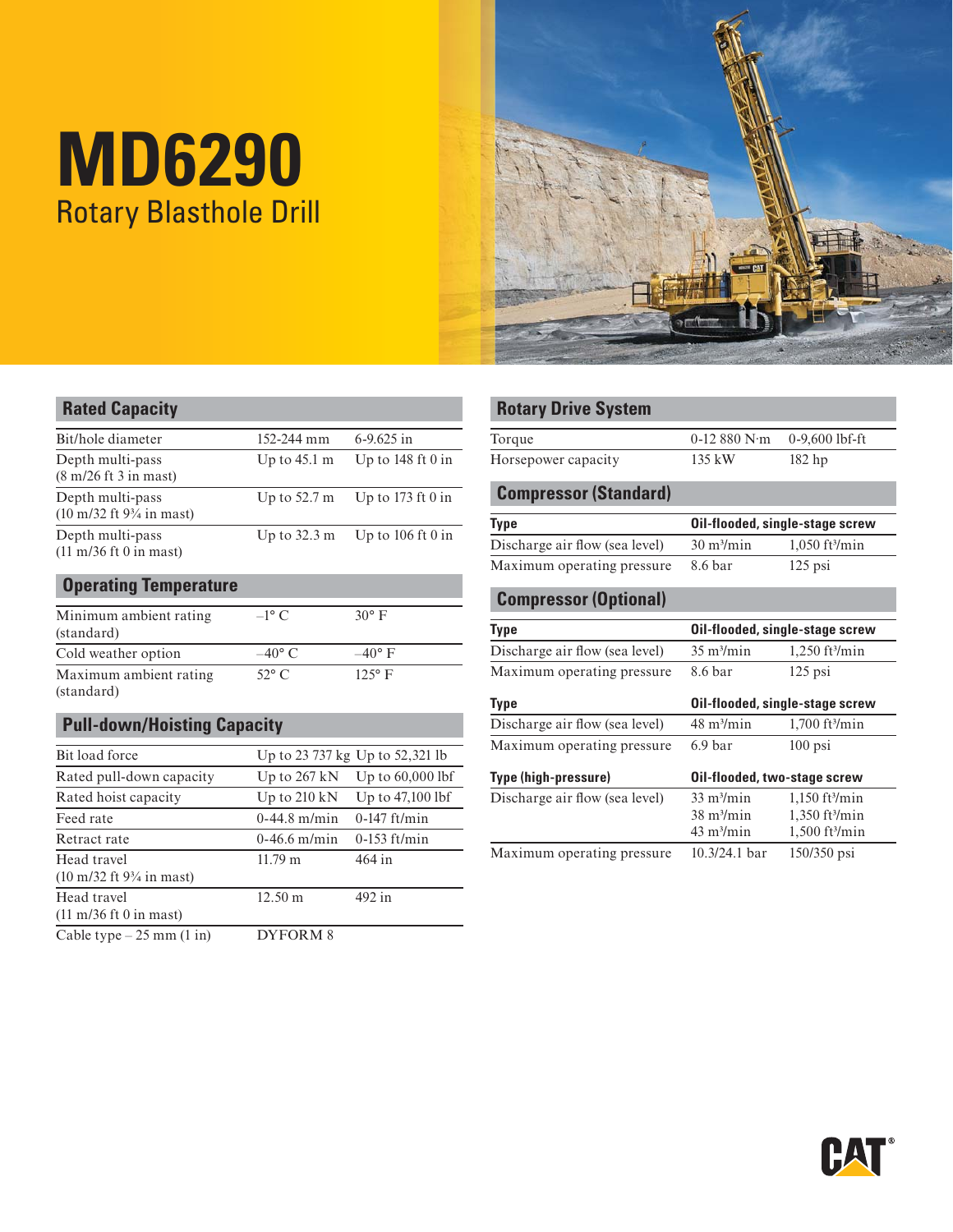# MD6290

## Rotary Blasthole Drill

## Rated Capacity

| | | |
|---|---|---|
| Bit/hole diameter | 152-244 mm | 6-9.625 in |
| Depth multi-pass (8 m/26 ft 3 in mast) | Up to 45.1 m | Up to 148 ft 0 in |
| Depth multi-pass (10 m/32 ft 9¾ in mast) | Up to 52.7 m | Up to 173 ft 0 in |
| Depth multi-pass (11 m/36 ft 0 in mast) | Up to 32.3 m | Up to 106 ft 0 in |

## Operating Temperature

| | | |
|---|---|---|
| Minimum ambient rating (standard) | –1° C | 30° F |
| Cold weather option | –40° C | –40° F |
| Maximum ambient rating (standard) | 52° C | 125° F |

## Pull-down/Hoisting Capacity

| | | |
|---|---|---|
| Bit load force | Up to 23 737 kg | Up to 52,321 lb |
| Rated pull-down capacity | Up to 267 kN | Up to 60,000 lbf |
| Rated hoist capacity | Up to 210 kN | Up to 47,100 lbf |
| Feed rate | 0-44.8 m/min | 0-147 ft/min |
| Retract rate | 0-46.6 m/min | 0-153 ft/min |
| Head travel (10 m/32 ft 9¾ in mast) | 11.79 m | 464 in |
| Head travel (11 m/36 ft 0 in mast) | 12.50 m | 492 in |
| Cable type – 25 mm (1 in) | DYFORM 8 | |

## Rotary Drive System

| | | |
|---|---|---|
| Torque | 0-12 880 N·m | 0-9,600 lbf-ft |
| Horsepower capacity | 135 kW | 182 hp |

## Compressor (Standard)

| **Type** | **Oil-flooded, single-stage screw** | |
|---|---|---|
| Discharge air flow (sea level) | 30 m³/min | 1,050 ft³/min |
| Maximum operating pressure | 8.6 bar | 125 psi |

## Compressor (Optional)

| **Type** | **Oil-flooded, single-stage screw** | |
|---|---|---|
| Discharge air flow (sea level) | 35 m³/min | 1,250 ft³/min |
| Maximum operating pressure | 8.6 bar | 125 psi |

| **Type** | **Oil-flooded, single-stage screw** | |
|---|---|---|
| Discharge air flow (sea level) | 48 m³/min | 1,700 ft³/min |
| Maximum operating pressure | 6.9 bar | 100 psi |

| **Type (high-pressure)** | **Oil-flooded, two-stage screw** | |
|---|---|---|
| Discharge air flow (sea level) | 33 m³/min<br>38 m³/min<br>43 m³/min | 1,150 ft³/min<br>1,350 ft³/min<br>1,500 ft³/min |
| Maximum operating pressure | 10.3/24.1 bar | 150/350 psi |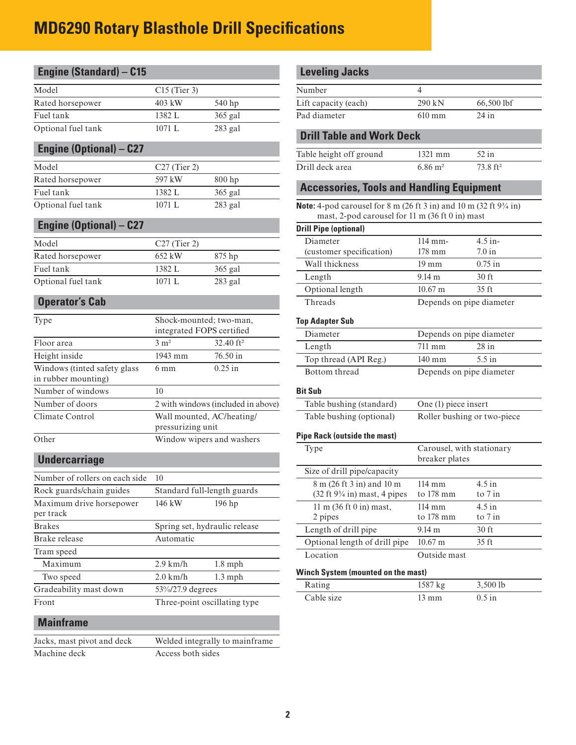# MD6290 Rotary Blasthole Drill Specifications

## Engine (Standard) – C15

| | | |
|---|---|---|
| Model | C15 (Tier 3) | |
| Rated horsepower | 403 kW | 540 hp |
| Fuel tank | 1382 L | 365 gal |
| Optional fuel tank | 1071 L | 283 gal |

## Engine (Optional) – C27

| | | |
|---|---|---|
| Model | C27 (Tier 2) | |
| Rated horsepower | 597 kW | 800 hp |
| Fuel tank | 1382 L | 365 gal |
| Optional fuel tank | 1071 L | 283 gal |

## Engine (Optional) – C27

| | | |
|---|---|---|
| Model | C27 (Tier 2) | |
| Rated horsepower | 652 kW | 875 hp |
| Fuel tank | 1382 L | 365 gal |
| Optional fuel tank | 1071 L | 283 gal |

## Operator's Cab

| | | |
|---|---|---|
| Type | Shock-mounted; two-man, integrated FOPS certified | |
| Floor area | 3 m² | 32.40 ft² |
| Height inside | 1943 mm | 76.50 in |
| Windows (tinted safety glass in rubber mounting) | 6 mm | 0.25 in |
| Number of windows | 10 | |
| Number of doors | 2 with windows (included in above) | |
| Climate Control | Wall mounted, AC/heating/pressurizing unit | |
| Other | Window wipers and washers | |

## Undercarriage

| | | |
|---|---|---|
| Number of rollers on each side | 10 | |
| Rock guards/chain guides | Standard full-length guards | |
| Maximum drive horsepower per track | 146 kW | 196 hp |
| Brakes | Spring set, hydraulic release | |
| Brake release | Automatic | |
| Tram speed | | |
| Maximum | 2.9 km/h | 1.8 mph |
| Two speed | 2.0 km/h | 1.3 mph |
| Gradeability mast down | 53%/27.9 degrees | |
| Front | Three-point oscillating type | |

## Mainframe

| | |
|---|---|
| Jacks, mast pivot and deck | Welded integrally to mainframe |
| Machine deck | Access both sides |

## Leveling Jacks

| | | |
|---|---|---|
| Number | 4 | |
| Lift capacity (each) | 290 kN | 66,500 lbf |
| Pad diameter | 610 mm | 24 in |

## Drill Table and Work Deck

| | | |
|---|---|---|
| Table height off ground | 1321 mm | 52 in |
| Drill deck area | 6.86 m² | 73.8 ft² |

## Accessories, Tools and Handling Equipment

**Note:** 4-pod carousel for 8 m (26 ft 3 in) and 10 m (32 ft 9¾ in) mast, 2-pod carousel for 11 m (36 ft 0 in) mast

### Drill Pipe (optional)

| | | |
|---|---|---|
| Diameter (customer specification) | 114 mm-178 mm | 4.5 in-7.0 in |
| Wall thickness | 19 mm | 0.75 in |
| Length | 9.14 m | 30 ft |
| Optional length | 10.67 m | 35 ft |
| Threads | Depends on pipe diameter | |

### Top Adapter Sub

| | | |
|---|---|---|
| Diameter | Depends on pipe diameter | |
| Length | 711 mm | 28 in |
| Top thread (API Reg.) | 140 mm | 5.5 in |
| Bottom thread | Depends on pipe diameter | |

### Bit Sub

| | |
|---|---|
| Table bushing (standard) | One (1) piece insert |
| Table bushing (optional) | Roller bushing or two-piece |

### Pipe Rack (outside the mast)

| | | |
|---|---|---|
| Type | Carousel, with stationary breaker plates | |
| Size of drill pipe/capacity | | |
| 8 m (26 ft 3 in) and 10 m (32 ft 9¾ in) mast, 4 pipes | 114 mm to 178 mm | 4.5 in to 7 in |
| 11 m (36 ft 0 in) mast, 2 pipes | 114 mm to 178 mm | 4.5 in to 7 in |
| Length of drill pipe | 9.14 m | 30 ft |
| Optional length of drill pipe | 10.67 m | 35 ft |
| Location | Outside mast | |

### Winch System (mounted on the mast)

| | | |
|---|---|---|
| Rating | 1587 kg | 3,500 lb |
| Cable size | 13 mm | 0.5 in |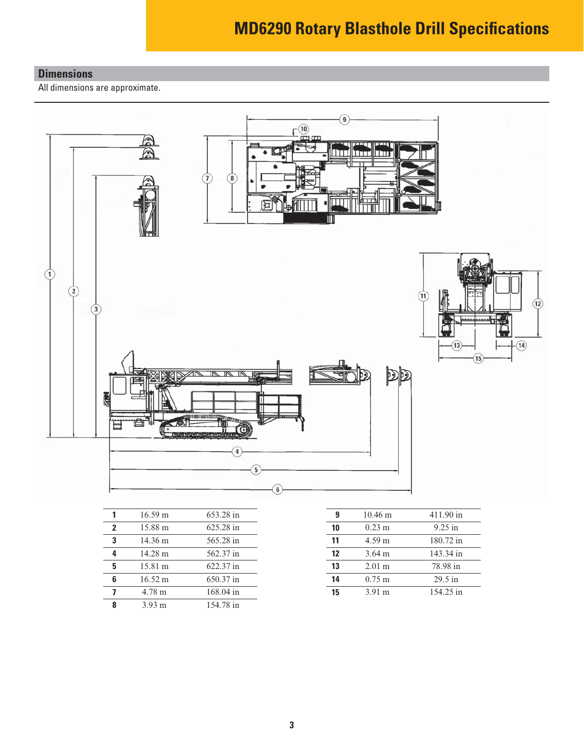# MD6290 Rotary Blasthole Drill Specifications

## Dimensions

All dimensions are approximate.

| | | |
|---|---|---|
| **1** | 16.59 m | 653.28 in |
| **2** | 15.88 m | 625.28 in |
| **3** | 14.36 m | 565.28 in |
| **4** | 14.28 m | 562.37 in |
| **5** | 15.81 m | 622.37 in |
| **6** | 16.52 m | 650.37 in |
| **7** | 4.78 m | 168.04 in |
| **8** | 3.93 m | 154.78 in |

| | | |
|---|---|---|
| **9** | 10.46 m | 411.90 in |
| **10** | 0.23 m | 9.25 in |
| **11** | 4.59 m | 180.72 in |
| **12** | 3.64 m | 143.34 in |
| **13** | 2.01 m | 78.98 in |
| **14** | 0.75 m | 29.5 in |
| **15** | 3.91 m | 154.25 in |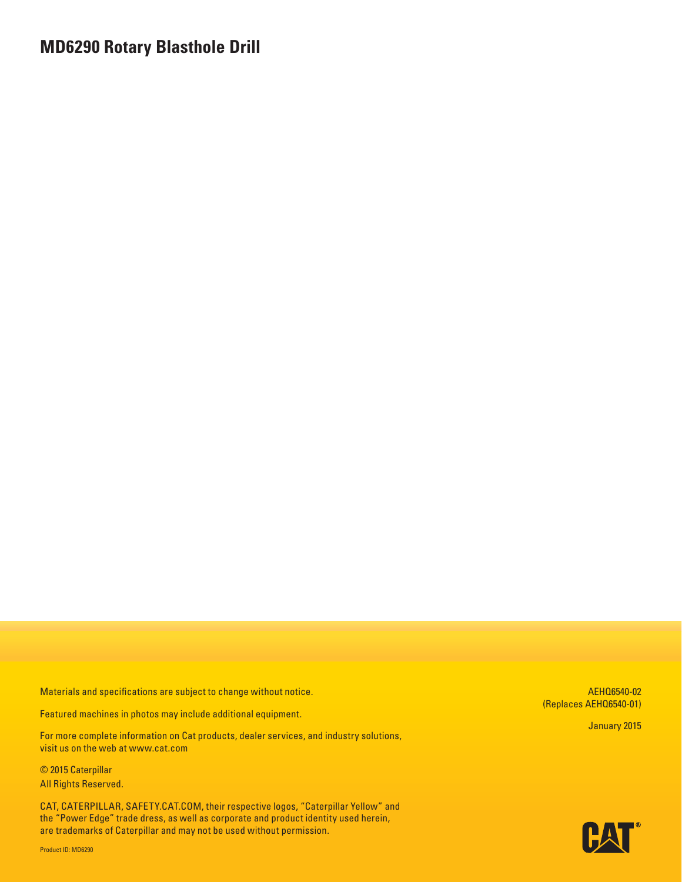# MD6290 Rotary Blasthole Drill

Materials and specifications are subject to change without notice.

Featured machines in photos may include additional equipment.

For more complete information on Cat products, dealer services, and industry solutions, visit us on the web at www.cat.com

© 2015 Caterpillar
All Rights Reserved.

CAT, CATERPILLAR, SAFETY.CAT.COM, their respective logos, "Caterpillar Yellow" and the "Power Edge" trade dress, as well as corporate and product identity used herein, are trademarks of Caterpillar and may not be used without permission.

Product ID: MD6290

AEHQ6540-02
(Replaces AEHQ6540-01)

January 2015